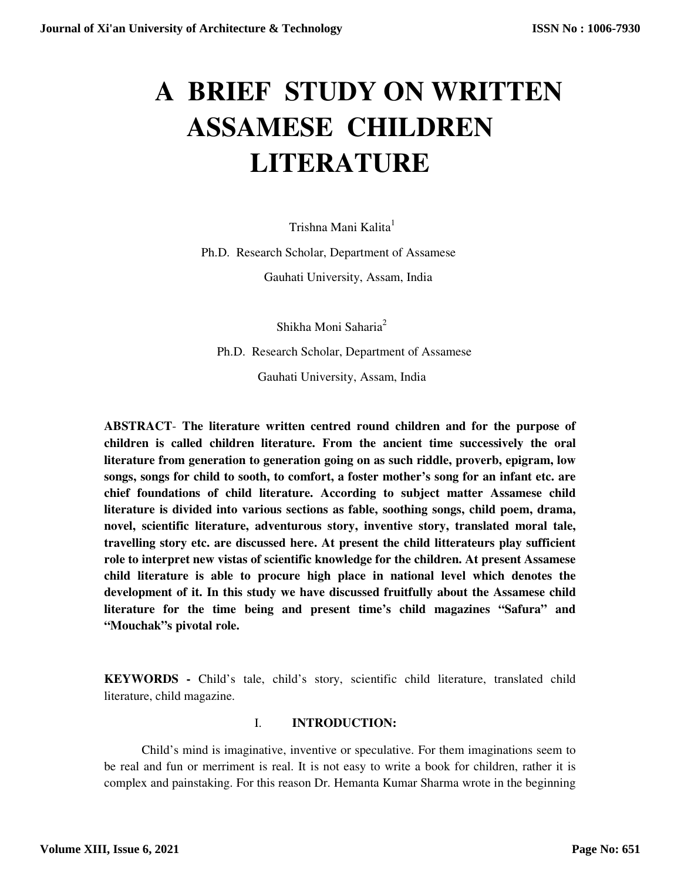# A BRIEF STUDY ON WRITTEN ASSAMESE CHILDREN LITERATURE

Trishna Mani Kalita[1]

Ph.D. Research Scholar, Department of Assamese

Gauhati University, Assam, India

Shikha Moni Saharia[2]

Ph.D. Research Scholar, Department of Assamese

Gauhati University, Assam, India

**ABSTRACT**- **The literature written centred round children and for the purpose of children is called children literature. From the ancient time successively the oral literature from generation to generation going on as such riddle, proverb, epigram, low songs, songs for child to sooth, to comfort, a foster mother's song for an infant etc. are chief foundations of child literature. According to subject matter Assamese child literature is divided into various sections as fable, soothing songs, child poem, drama, novel, scientific literature, adventurous story, inventive story, translated moral tale, travelling story etc. are discussed here. At present the child litterateurs play sufficient role to interpret new vistas of scientific knowledge for the children. At present Assamese child literature is able to procure high place in national level which denotes the development of it. In this study we have discussed fruitfully about the Assamese child literature for the time being and present time's child magazines "Safura" and "Mouchak"s pivotal role.**

**KEYWORDS -** Child's tale, child's story, scientific child literature, translated child literature, child magazine.

## I. INTRODUCTION:

Child's mind is imaginative, inventive or speculative. For them imaginations seem to be real and fun or merriment is real. It is not easy to write a book for children, rather it is complex and painstaking. For this reason Dr. Hemanta Kumar Sharma wrote in the beginning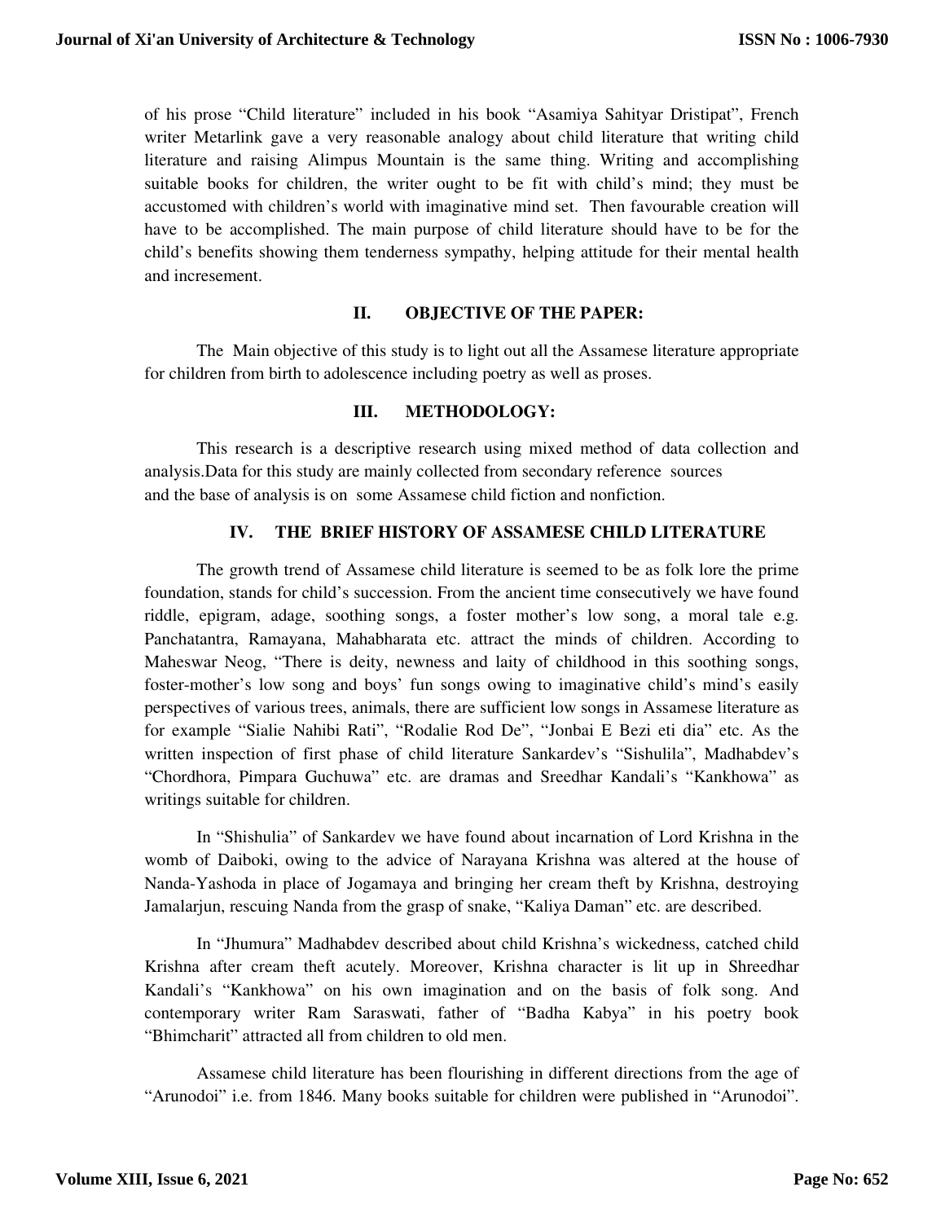of his prose "Child literature" included in his book "Asamiya Sahityar Dristipat", French writer Metarlink gave a very reasonable analogy about child literature that writing child literature and raising Alimpus Mountain is the same thing. Writing and accomplishing suitable books for children, the writer ought to be fit with child's mind; they must be accustomed with children's world with imaginative mind set. Then favourable creation will have to be accomplished. The main purpose of child literature should have to be for the child's benefits showing them tenderness sympathy, helping attitude for their mental health and incresement.

## II. OBJECTIVE OF THE PAPER:

The Main objective of this study is to light out all the Assamese literature appropriate for children from birth to adolescence including poetry as well as proses.

## III. METHODOLOGY:

This research is a descriptive research using mixed method of data collection and analysis.Data for this study are mainly collected from secondary reference sources and the base of analysis is on some Assamese child fiction and nonfiction.

## IV. THE BRIEF HISTORY OF ASSAMESE CHILD LITERATURE

The growth trend of Assamese child literature is seemed to be as folk lore the prime foundation, stands for child's succession. From the ancient time consecutively we have found riddle, epigram, adage, soothing songs, a foster mother's low song, a moral tale e.g. Panchatantra, Ramayana, Mahabharata etc. attract the minds of children. According to Maheswar Neog, "There is deity, newness and laity of childhood in this soothing songs, foster-mother's low song and boys' fun songs owing to imaginative child's mind's easily perspectives of various trees, animals, there are sufficient low songs in Assamese literature as for example "Sialie Nahibi Rati", "Rodalie Rod De", "Jonbai E Bezi eti dia" etc. As the written inspection of first phase of child literature Sankardev's "Sishulila", Madhabdev's "Chordhora, Pimpara Guchuwa" etc. are dramas and Sreedhar Kandali's "Kankhowa" as writings suitable for children.

In "Shishulia" of Sankardev we have found about incarnation of Lord Krishna in the womb of Daiboki, owing to the advice of Narayana Krishna was altered at the house of Nanda-Yashoda in place of Jogamaya and bringing her cream theft by Krishna, destroying Jamalarjun, rescuing Nanda from the grasp of snake, "Kaliya Daman" etc. are described.

In "Jhumura" Madhabdev described about child Krishna's wickedness, catched child Krishna after cream theft acutely. Moreover, Krishna character is lit up in Shreedhar Kandali's "Kankhowa" on his own imagination and on the basis of folk song. And contemporary writer Ram Saraswati, father of "Badha Kabya" in his poetry book "Bhimcharit" attracted all from children to old men.

Assamese child literature has been flourishing in different directions from the age of "Arunodoi" i.e. from 1846. Many books suitable for children were published in "Arunodoi".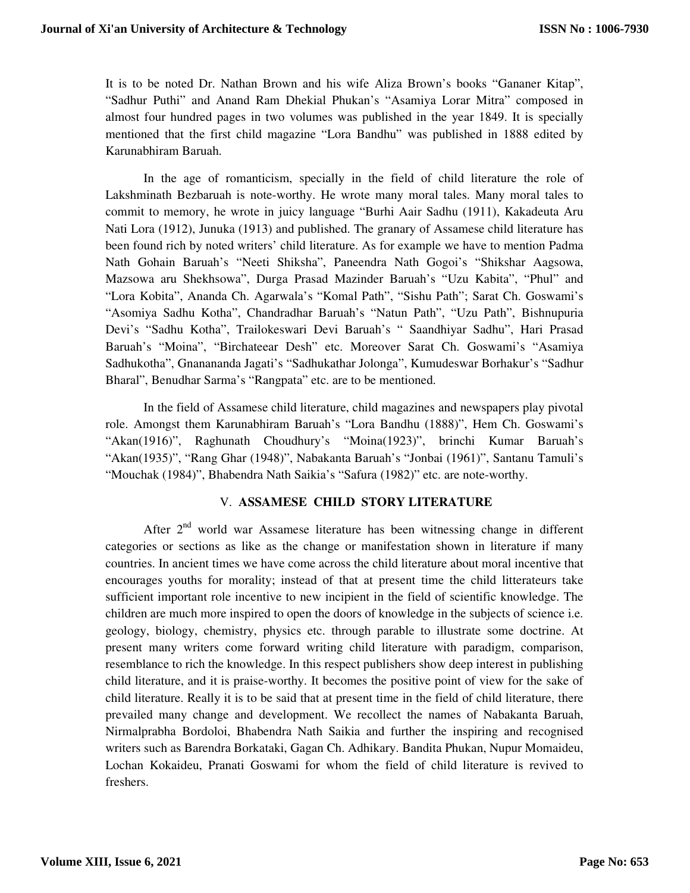It is to be noted Dr. Nathan Brown and his wife Aliza Brown's books "Gananer Kitap", "Sadhur Puthi" and Anand Ram Dhekial Phukan's "Asamiya Lorar Mitra" composed in almost four hundred pages in two volumes was published in the year 1849. It is specially mentioned that the first child magazine "Lora Bandhu" was published in 1888 edited by Karunabhiram Baruah.

In the age of romanticism, specially in the field of child literature the role of Lakshminath Bezbaruah is note-worthy. He wrote many moral tales. Many moral tales to commit to memory, he wrote in juicy language "Burhi Aair Sadhu (1911), Kakadeuta Aru Nati Lora (1912), Junuka (1913) and published. The granary of Assamese child literature has been found rich by noted writers' child literature. As for example we have to mention Padma Nath Gohain Baruah's "Neeti Shiksha", Paneendra Nath Gogoi's "Shikshar Aagsowa, Mazsowa aru Shekhsowa", Durga Prasad Mazinder Baruah's "Uzu Kabita", "Phul" and "Lora Kobita", Ananda Ch. Agarwala's "Komal Path", "Sishu Path"; Sarat Ch. Goswami's "Asomiya Sadhu Kotha", Chandradhar Baruah's "Natun Path", "Uzu Path", Bishnupuria Devi's "Sadhu Kotha", Trailokeswari Devi Baruah's " Saandhiyar Sadhu", Hari Prasad Baruah's "Moina", "Birchateear Desh" etc. Moreover Sarat Ch. Goswami's "Asamiya Sadhukotha", Gnanananda Jagati's "Sadhukathar Jolonga", Kumudeswar Borhakur's "Sadhur Bharal", Benudhar Sarma's "Rangpata" etc. are to be mentioned.

In the field of Assamese child literature, child magazines and newspapers play pivotal role. Amongst them Karunabhiram Baruah's "Lora Bandhu (1888)", Hem Ch. Goswami's "Akan(1916)", Raghunath Choudhury's "Moina(1923)", brinchi Kumar Baruah's "Akan(1935)", "Rang Ghar (1948)", Nabakanta Baruah's "Jonbai (1961)", Santanu Tamuli's "Mouchak (1984)", Bhabendra Nath Saikia's "Safura (1982)" etc. are note-worthy.

## V. ASSAMESE CHILD STORY LITERATURE

After 2nd world war Assamese literature has been witnessing change in different categories or sections as like as the change or manifestation shown in literature if many countries. In ancient times we have come across the child literature about moral incentive that encourages youths for morality; instead of that at present time the child litterateurs take sufficient important role incentive to new incipient in the field of scientific knowledge. The children are much more inspired to open the doors of knowledge in the subjects of science i.e. geology, biology, chemistry, physics etc. through parable to illustrate some doctrine. At present many writers come forward writing child literature with paradigm, comparison, resemblance to rich the knowledge. In this respect publishers show deep interest in publishing child literature, and it is praise-worthy. It becomes the positive point of view for the sake of child literature. Really it is to be said that at present time in the field of child literature, there prevailed many change and development. We recollect the names of Nabakanta Baruah, Nirmalprabha Bordoloi, Bhabendra Nath Saikia and further the inspiring and recognised writers such as Barendra Borkataki, Gagan Ch. Adhikary. Bandita Phukan, Nupur Momaideu, Lochan Kokaideu, Pranati Goswami for whom the field of child literature is revived to freshers.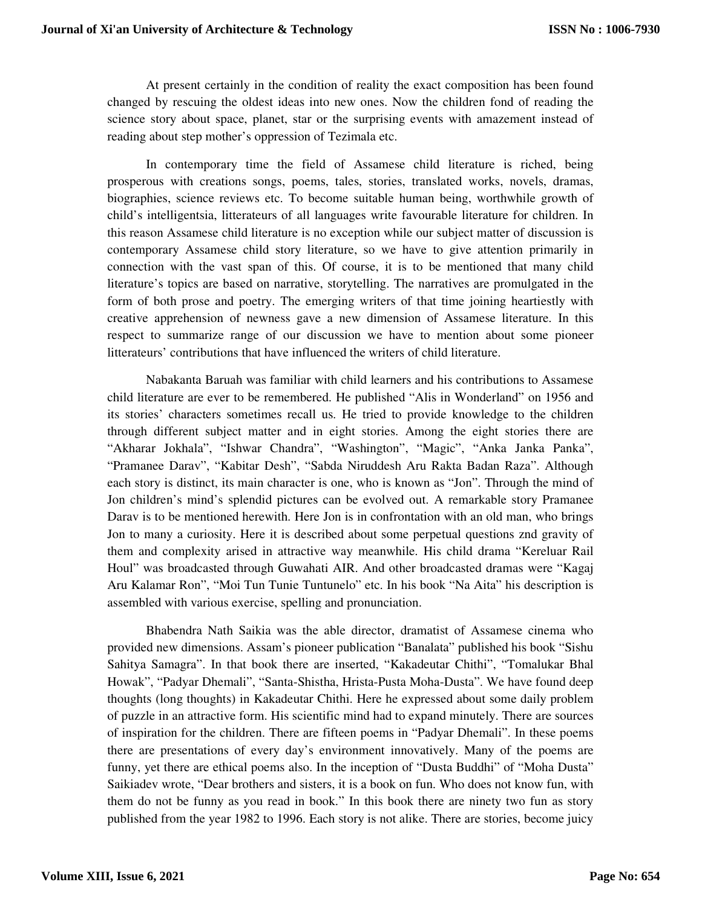At present certainly in the condition of reality the exact composition has been found changed by rescuing the oldest ideas into new ones. Now the children fond of reading the science story about space, planet, star or the surprising events with amazement instead of reading about step mother's oppression of Tezimala etc.

In contemporary time the field of Assamese child literature is riched, being prosperous with creations songs, poems, tales, stories, translated works, novels, dramas, biographies, science reviews etc. To become suitable human being, worthwhile growth of child's intelligentsia, litterateurs of all languages write favourable literature for children. In this reason Assamese child literature is no exception while our subject matter of discussion is contemporary Assamese child story literature, so we have to give attention primarily in connection with the vast span of this. Of course, it is to be mentioned that many child literature's topics are based on narrative, storytelling. The narratives are promulgated in the form of both prose and poetry. The emerging writers of that time joining heartiestly with creative apprehension of newness gave a new dimension of Assamese literature. In this respect to summarize range of our discussion we have to mention about some pioneer litterateurs' contributions that have influenced the writers of child literature.

Nabakanta Baruah was familiar with child learners and his contributions to Assamese child literature are ever to be remembered. He published "Alis in Wonderland" on 1956 and its stories' characters sometimes recall us. He tried to provide knowledge to the children through different subject matter and in eight stories. Among the eight stories there are "Akharar Jokhala", "Ishwar Chandra", "Washington", "Magic", "Anka Janka Panka", "Pramanee Darav", "Kabitar Desh", "Sabda Niruddesh Aru Rakta Badan Raza". Although each story is distinct, its main character is one, who is known as "Jon". Through the mind of Jon children's mind's splendid pictures can be evolved out. A remarkable story Pramanee Darav is to be mentioned herewith. Here Jon is in confrontation with an old man, who brings Jon to many a curiosity. Here it is described about some perpetual questions znd gravity of them and complexity arised in attractive way meanwhile. His child drama "Kereluar Rail Houl" was broadcasted through Guwahati AIR. And other broadcasted dramas were "Kagaj Aru Kalamar Ron", "Moi Tun Tunie Tuntunelo" etc. In his book "Na Aita" his description is assembled with various exercise, spelling and pronunciation.

Bhabendra Nath Saikia was the able director, dramatist of Assamese cinema who provided new dimensions. Assam's pioneer publication "Banalata" published his book "Sishu Sahitya Samagra". In that book there are inserted, "Kakadeutar Chithi", "Tomalukar Bhal Howak", "Padyar Dhemali", "Santa-Shistha, Hrista-Pusta Moha-Dusta". We have found deep thoughts (long thoughts) in Kakadeutar Chithi. Here he expressed about some daily problem of puzzle in an attractive form. His scientific mind had to expand minutely. There are sources of inspiration for the children. There are fifteen poems in "Padyar Dhemali". In these poems there are presentations of every day's environment innovatively. Many of the poems are funny, yet there are ethical poems also. In the inception of "Dusta Buddhi" of "Moha Dusta" Saikiadev wrote, "Dear brothers and sisters, it is a book on fun. Who does not know fun, with them do not be funny as you read in book." In this book there are ninety two fun as story published from the year 1982 to 1996. Each story is not alike. There are stories, become juicy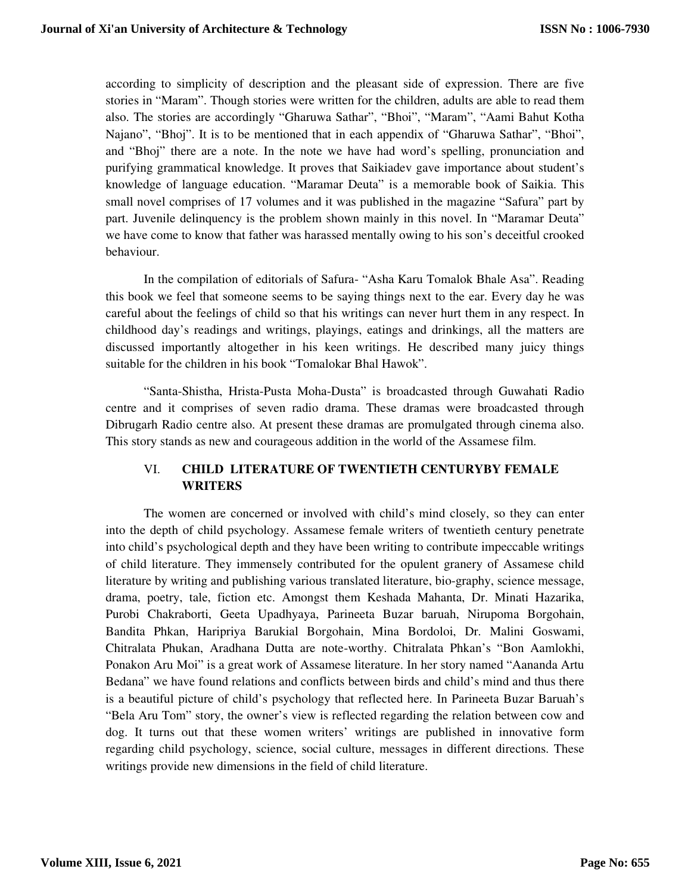according to simplicity of description and the pleasant side of expression. There are five stories in "Maram". Though stories were written for the children, adults are able to read them also. The stories are accordingly "Gharuwa Sathar", "Bhoi", "Maram", "Aami Bahut Kotha Najano", "Bhoj". It is to be mentioned that in each appendix of "Gharuwa Sathar", "Bhoi", and "Bhoj" there are a note. In the note we have had word's spelling, pronunciation and purifying grammatical knowledge. It proves that Saikiadev gave importance about student's knowledge of language education. "Maramar Deuta" is a memorable book of Saikia. This small novel comprises of 17 volumes and it was published in the magazine "Safura" part by part. Juvenile delinquency is the problem shown mainly in this novel. In "Maramar Deuta" we have come to know that father was harassed mentally owing to his son's deceitful crooked behaviour.

In the compilation of editorials of Safura- "Asha Karu Tomalok Bhale Asa". Reading this book we feel that someone seems to be saying things next to the ear. Every day he was careful about the feelings of child so that his writings can never hurt them in any respect. In childhood day's readings and writings, playings, eatings and drinkings, all the matters are discussed importantly altogether in his keen writings. He described many juicy things suitable for the children in his book "Tomalokar Bhal Hawok".

"Santa-Shistha, Hrista-Pusta Moha-Dusta" is broadcasted through Guwahati Radio centre and it comprises of seven radio drama. These dramas were broadcasted through Dibrugarh Radio centre also. At present these dramas are promulgated through cinema also. This story stands as new and courageous addition in the world of the Assamese film.

## VI. CHILD LITERATURE OF TWENTIETH CENTURYBY FEMALE WRITERS

The women are concerned or involved with child's mind closely, so they can enter into the depth of child psychology. Assamese female writers of twentieth century penetrate into child's psychological depth and they have been writing to contribute impeccable writings of child literature. They immensely contributed for the opulent granery of Assamese child literature by writing and publishing various translated literature, bio-graphy, science message, drama, poetry, tale, fiction etc. Amongst them Keshada Mahanta, Dr. Minati Hazarika, Purobi Chakraborti, Geeta Upadhyaya, Parineeta Buzar baruah, Nirupoma Borgohain, Bandita Phkan, Haripriya Barukial Borgohain, Mina Bordoloi, Dr. Malini Goswami, Chitralata Phukan, Aradhana Dutta are note-worthy. Chitralata Phkan's "Bon Aamlokhi, Ponakon Aru Moi" is a great work of Assamese literature. In her story named "Aananda Artu Bedana" we have found relations and conflicts between birds and child's mind and thus there is a beautiful picture of child's psychology that reflected here. In Parineeta Buzar Baruah's "Bela Aru Tom" story, the owner's view is reflected regarding the relation between cow and dog. It turns out that these women writers' writings are published in innovative form regarding child psychology, science, social culture, messages in different directions. These writings provide new dimensions in the field of child literature.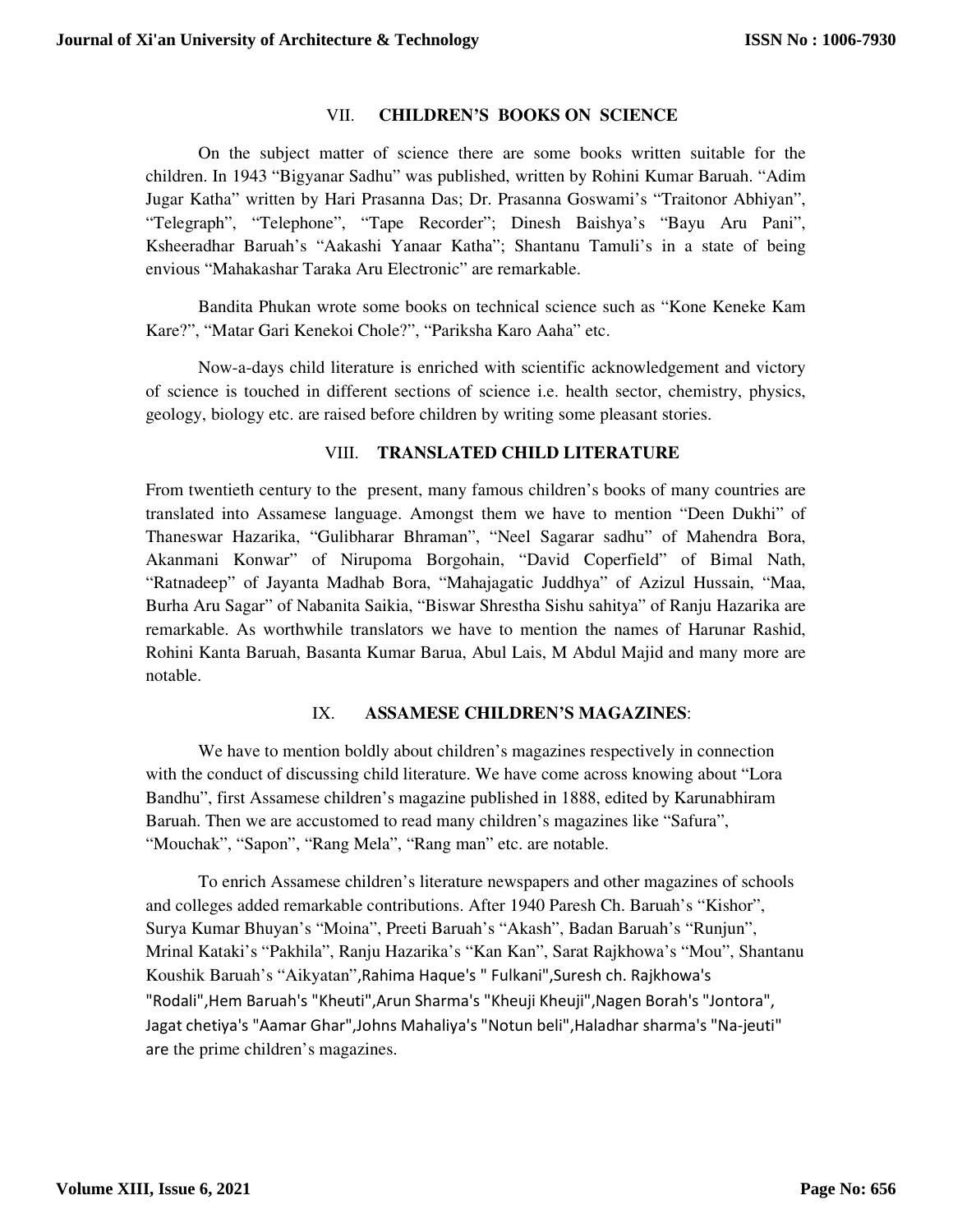## VII. CHILDREN'S BOOKS ON SCIENCE

On the subject matter of science there are some books written suitable for the children. In 1943 "Bigyanar Sadhu" was published, written by Rohini Kumar Baruah. "Adim Jugar Katha" written by Hari Prasanna Das; Dr. Prasanna Goswami's "Traitonor Abhiyan", "Telegraph", "Telephone", "Tape Recorder"; Dinesh Baishya's "Bayu Aru Pani", Ksheeradhar Baruah's "Aakashi Yanaar Katha"; Shantanu Tamuli's in a state of being envious "Mahakashar Taraka Aru Electronic" are remarkable.

Bandita Phukan wrote some books on technical science such as "Kone Keneke Kam Kare?", "Matar Gari Kenekoi Chole?", "Pariksha Karo Aaha" etc.

Now-a-days child literature is enriched with scientific acknowledgement and victory of science is touched in different sections of science i.e. health sector, chemistry, physics, geology, biology etc. are raised before children by writing some pleasant stories.

## VIII. TRANSLATED CHILD LITERATURE

From twentieth century to the present, many famous children's books of many countries are translated into Assamese language. Amongst them we have to mention "Deen Dukhi" of Thaneswar Hazarika, "Gulibharar Bhraman", "Neel Sagarar sadhu" of Mahendra Bora, Akanmani Konwar" of Nirupoma Borgohain, "David Coperfield" of Bimal Nath, "Ratnadeep" of Jayanta Madhab Bora, "Mahajagatic Juddhya" of Azizul Hussain, "Maa, Burha Aru Sagar" of Nabanita Saikia, "Biswar Shrestha Sishu sahitya" of Ranju Hazarika are remarkable. As worthwhile translators we have to mention the names of Harunar Rashid, Rohini Kanta Baruah, Basanta Kumar Barua, Abul Lais, M Abdul Majid and many more are notable.

## IX. ASSAMESE CHILDREN'S MAGAZINES:

We have to mention boldly about children's magazines respectively in connection with the conduct of discussing child literature. We have come across knowing about "Lora Bandhu", first Assamese children's magazine published in 1888, edited by Karunabhiram Baruah. Then we are accustomed to read many children's magazines like "Safura", "Mouchak", "Sapon", "Rang Mela", "Rang man" etc. are notable.

To enrich Assamese children's literature newspapers and other magazines of schools and colleges added remarkable contributions. After 1940 Paresh Ch. Baruah's "Kishor", Surya Kumar Bhuyan's "Moina", Preeti Baruah's "Akash", Badan Baruah's "Runjun", Mrinal Kataki's "Pakhila", Ranju Hazarika's "Kan Kan", Sarat Rajkhowa's "Mou", Shantanu Koushik Baruah's "Aikyatan",Rahima Haque's " Fulkani",Suresh ch. Rajkhowa's "Rodali",Hem Baruah's "Kheuti",Arun Sharma's "Kheuji Kheuji",Nagen Borah's "Jontora", Jagat chetiya's "Aamar Ghar",Johns Mahaliya's "Notun beli",Haladhar sharma's "Na-jeuti" are the prime children's magazines.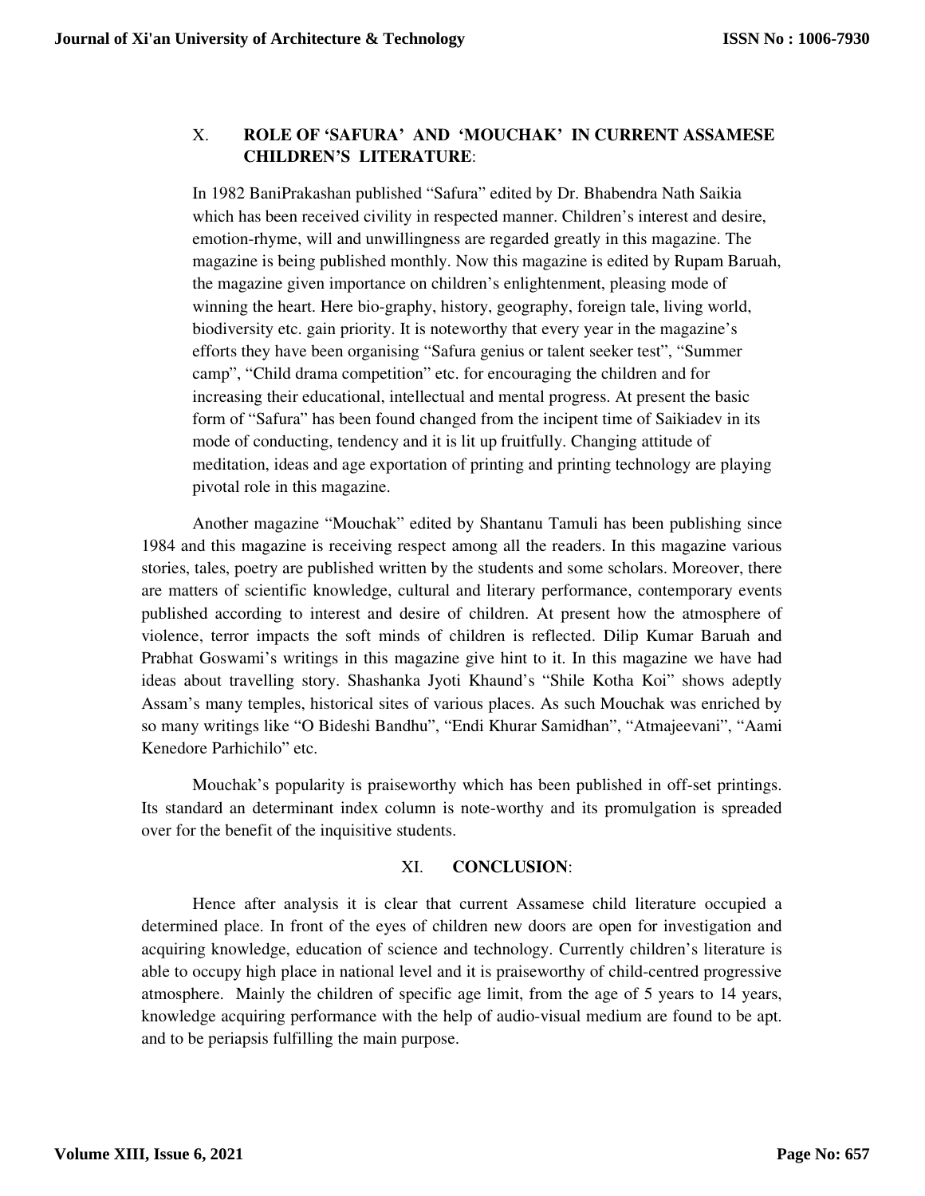## X. ROLE OF 'SAFURA' AND 'MOUCHAK' IN CURRENT ASSAMESE CHILDREN'S LITERATURE:

In 1982 BaniPrakashan published "Safura" edited by Dr. Bhabendra Nath Saikia which has been received civility in respected manner. Children's interest and desire, emotion-rhyme, will and unwillingness are regarded greatly in this magazine. The magazine is being published monthly. Now this magazine is edited by Rupam Baruah, the magazine given importance on children's enlightenment, pleasing mode of winning the heart. Here bio-graphy, history, geography, foreign tale, living world, biodiversity etc. gain priority. It is noteworthy that every year in the magazine's efforts they have been organising "Safura genius or talent seeker test", "Summer camp", "Child drama competition" etc. for encouraging the children and for increasing their educational, intellectual and mental progress. At present the basic form of "Safura" has been found changed from the incipent time of Saikiadev in its mode of conducting, tendency and it is lit up fruitfully. Changing attitude of meditation, ideas and age exportation of printing and printing technology are playing pivotal role in this magazine.

Another magazine "Mouchak" edited by Shantanu Tamuli has been publishing since 1984 and this magazine is receiving respect among all the readers. In this magazine various stories, tales, poetry are published written by the students and some scholars. Moreover, there are matters of scientific knowledge, cultural and literary performance, contemporary events published according to interest and desire of children. At present how the atmosphere of violence, terror impacts the soft minds of children is reflected. Dilip Kumar Baruah and Prabhat Goswami's writings in this magazine give hint to it. In this magazine we have had ideas about travelling story. Shashanka Jyoti Khaund's "Shile Kotha Koi" shows adeptly Assam's many temples, historical sites of various places. As such Mouchak was enriched by so many writings like "O Bideshi Bandhu", "Endi Khurar Samidhan", "Atmajeevani", "Aami Kenedore Parhichilo" etc.

Mouchak's popularity is praiseworthy which has been published in off-set printings. Its standard an determinant index column is note-worthy and its promulgation is spreaded over for the benefit of the inquisitive students.

## XI. CONCLUSION:

Hence after analysis it is clear that current Assamese child literature occupied a determined place. In front of the eyes of children new doors are open for investigation and acquiring knowledge, education of science and technology. Currently children's literature is able to occupy high place in national level and it is praiseworthy of child-centred progressive atmosphere. Mainly the children of specific age limit, from the age of 5 years to 14 years, knowledge acquiring performance with the help of audio-visual medium are found to be apt. and to be periapsis fulfilling the main purpose.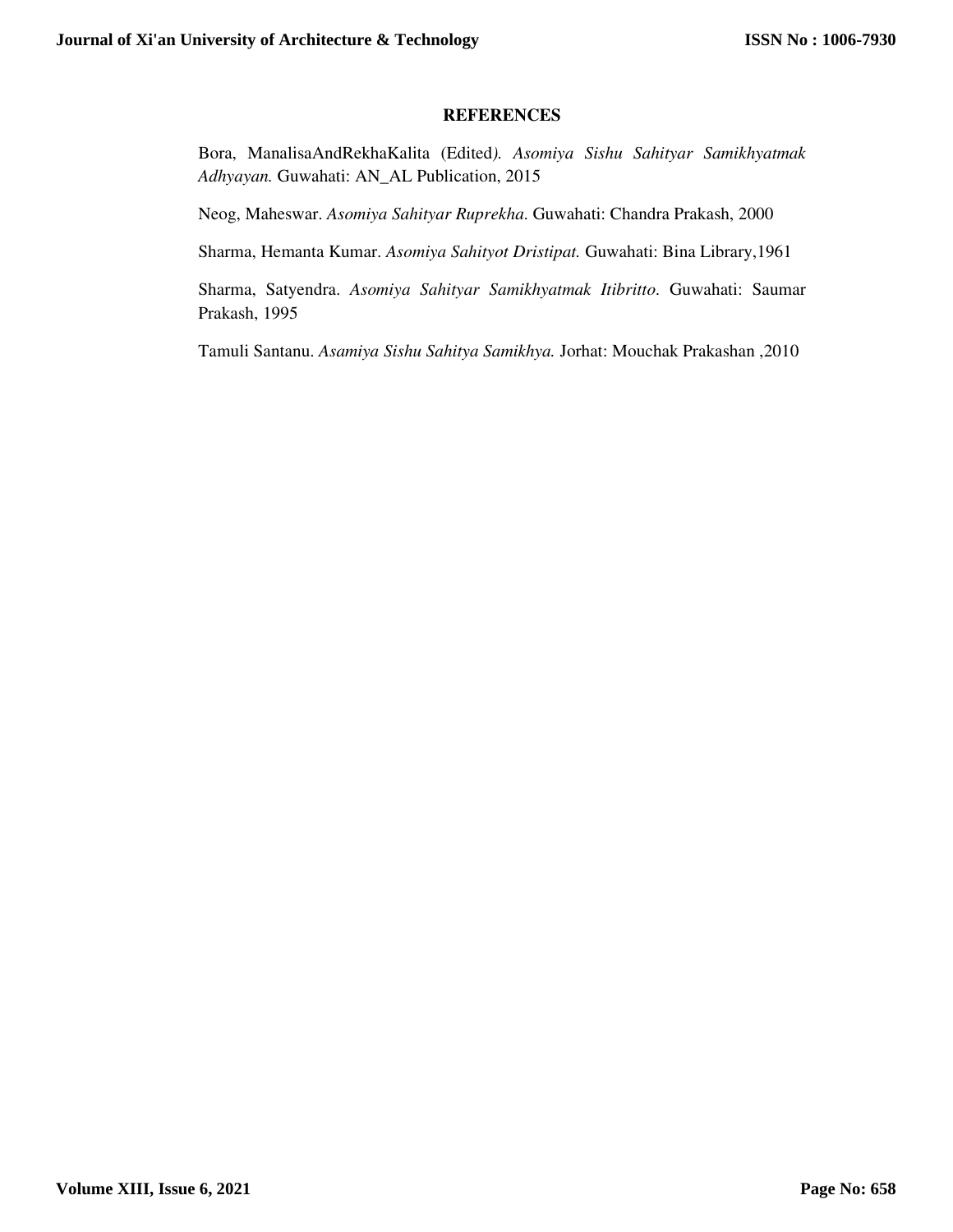## REFERENCES

Bora, ManalisaAndRekhaKalita (Edited*). Asomiya Sishu Sahityar Samikhyatmak Adhyayan.* Guwahati: AN_AL Publication, 2015

Neog, Maheswar. *Asomiya Sahityar Ruprekha*. Guwahati: Chandra Prakash, 2000

Sharma, Hemanta Kumar. *Asomiya Sahityot Dristipat.* Guwahati: Bina Library,1961

Sharma, Satyendra. *Asomiya Sahityar Samikhyatmak Itibritto*. Guwahati: Saumar Prakash, 1995

Tamuli Santanu. *Asamiya Sishu Sahitya Samikhya.* Jorhat: Mouchak Prakashan ,2010